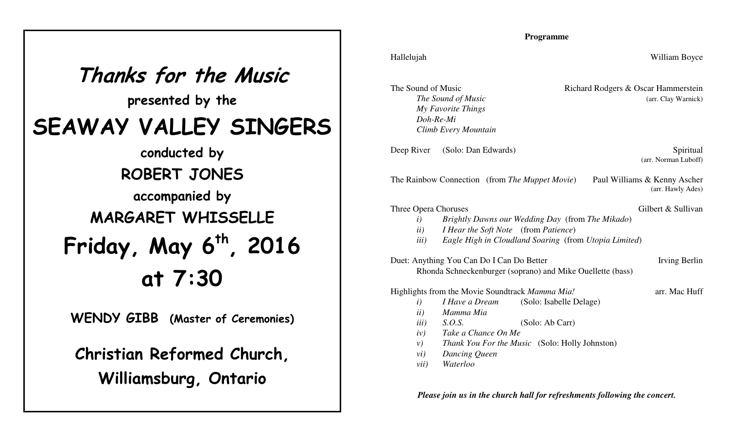# Thanks for the Music

**presented by the**

# SEAWAY VALLEY SINGERS

**conducted by**

**ROBERT JONES**

**accompanied by**

**MARGARET WHISSELLE**

## Friday, May 6th, 2016

## at 7:30

**WENDY GIBB (Master of Ceremonies)**

**Christian Reformed Church,**
**Williamsburg, Ontario**

---

**Programme**

Hallelujah — William Boyce

The Sound of Music — Richard Rodgers & Oscar Hammerstein (arr. Clay Warnick)
- *The Sound of Music*
- *My Favorite Things*
- *Doh-Re-Mi*
- *Climb Every Mountain*

Deep River (Solo: Dan Edwards) — Spiritual (arr. Norman Luboff)

The Rainbow Connection (from *The Muppet Movie*) — Paul Williams & Kenny Ascher (arr. Hawly Ades)

Three Opera Choruses — Gilbert & Sullivan
- *i)* *Brightly Dawns our Wedding Day* (from *The Mikado*)
- *ii)* *I Hear the Soft Note* (from *Patience*)
- *iii)* *Eagle High in Cloudland Soaring* (from *Utopia Limited*)

Duet: Anything You Can Do I Can Do Better — Irving Berlin
Rhonda Schneckenburger (soprano) and Mike Ouellette (bass)

Highlights from the Movie Soundtrack *Mamma Mia!* — arr. Mac Huff
- *i)* *I Have a Dream* (Solo: Isabelle Delage)
- *ii)* *Mamma Mia*
- *iii)* *S.O.S.* (Solo: Ab Carr)
- *iv)* *Take a Chance On Me*
- *v)* *Thank You For the Music* (Solo: Holly Johnston)
- *vi)* *Dancing Queen*
- *vii)* *Waterloo*

***Please join us in the church hall for refreshments following the concert.***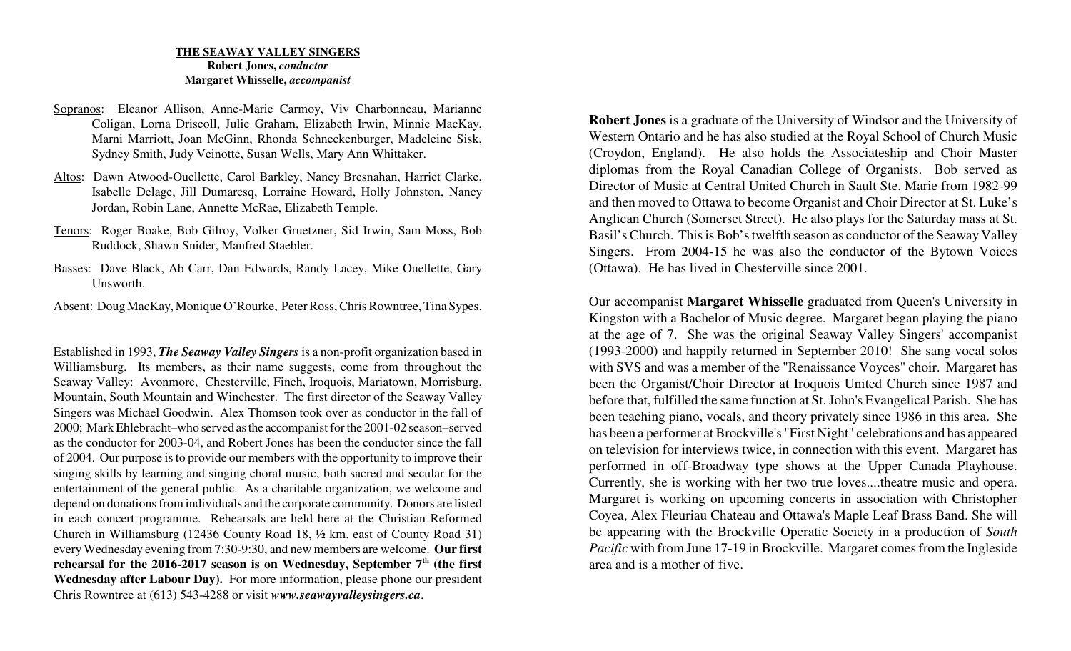**THE SEAWAY VALLEY SINGERS**
**Robert Jones,** ***conductor***
**Margaret Whisselle,** ***accompanist***

Sopranos: Eleanor Allison, Anne-Marie Carmoy, Viv Charbonneau, Marianne Coligan, Lorna Driscoll, Julie Graham, Elizabeth Irwin, Minnie MacKay, Marni Marriott, Joan McGinn, Rhonda Schneckenburger, Madeleine Sisk, Sydney Smith, Judy Veinotte, Susan Wells, Mary Ann Whittaker.

Altos: Dawn Atwood-Ouellette, Carol Barkley, Nancy Bresnahan, Harriet Clarke, Isabelle Delage, Jill Dumaresq, Lorraine Howard, Holly Johnston, Nancy Jordan, Robin Lane, Annette McRae, Elizabeth Temple.

Tenors: Roger Boake, Bob Gilroy, Volker Gruetzner, Sid Irwin, Sam Moss, Bob Ruddock, Shawn Snider, Manfred Staebler.

Basses: Dave Black, Ab Carr, Dan Edwards, Randy Lacey, Mike Ouellette, Gary Unsworth.

Absent: Doug MacKay, Monique O'Rourke, Peter Ross, Chris Rowntree, Tina Sypes.

Established in 1993, ***The Seaway Valley Singers*** is a non-profit organization based in Williamsburg. Its members, as their name suggests, come from throughout the Seaway Valley: Avonmore, Chesterville, Finch, Iroquois, Mariatown, Morrisburg, Mountain, South Mountain and Winchester. The first director of the Seaway Valley Singers was Michael Goodwin. Alex Thomson took over as conductor in the fall of 2000; Mark Ehlebracht–who served as the accompanist for the 2001-02 season–served as the conductor for 2003-04, and Robert Jones has been the conductor since the fall of 2004. Our purpose is to provide our members with the opportunity to improve their singing skills by learning and singing choral music, both sacred and secular for the entertainment of the general public. As a charitable organization, we welcome and depend on donations from individuals and the corporate community. Donors are listed in each concert programme. Rehearsals are held here at the Christian Reformed Church in Williamsburg (12436 County Road 18, ½ km. east of County Road 31) every Wednesday evening from 7:30-9:30, and new members are welcome. **Our first rehearsal for the 2016-2017 season is on Wednesday, September 7th (the first Wednesday after Labour Day).** For more information, please phone our president Chris Rowntree at (613) 543-4288 or visit ***www.seawayvalleysingers.ca***.

**Robert Jones** is a graduate of the University of Windsor and the University of Western Ontario and he has also studied at the Royal School of Church Music (Croydon, England). He also holds the Associateship and Choir Master diplomas from the Royal Canadian College of Organists. Bob served as Director of Music at Central United Church in Sault Ste. Marie from 1982-99 and then moved to Ottawa to become Organist and Choir Director at St. Luke's Anglican Church (Somerset Street). He also plays for the Saturday mass at St. Basil's Church. This is Bob's twelfth season as conductor of the Seaway Valley Singers. From 2004-15 he was also the conductor of the Bytown Voices (Ottawa). He has lived in Chesterville since 2001.

Our accompanist **Margaret Whisselle** graduated from Queen's University in Kingston with a Bachelor of Music degree. Margaret began playing the piano at the age of 7. She was the original Seaway Valley Singers' accompanist (1993-2000) and happily returned in September 2010! She sang vocal solos with SVS and was a member of the "Renaissance Voyces" choir. Margaret has been the Organist/Choir Director at Iroquois United Church since 1987 and before that, fulfilled the same function at St. John's Evangelical Parish. She has been teaching piano, vocals, and theory privately since 1986 in this area. She has been a performer at Brockville's "First Night" celebrations and has appeared on television for interviews twice, in connection with this event. Margaret has performed in off-Broadway type shows at the Upper Canada Playhouse. Currently, she is working with her two true loves....theatre music and opera. Margaret is working on upcoming concerts in association with Christopher Coyea, Alex Fleuriau Chateau and Ottawa's Maple Leaf Brass Band. She will be appearing with the Brockville Operatic Society in a production of *South Pacific* with from June 17-19 in Brockville. Margaret comes from the Ingleside area and is a mother of five.